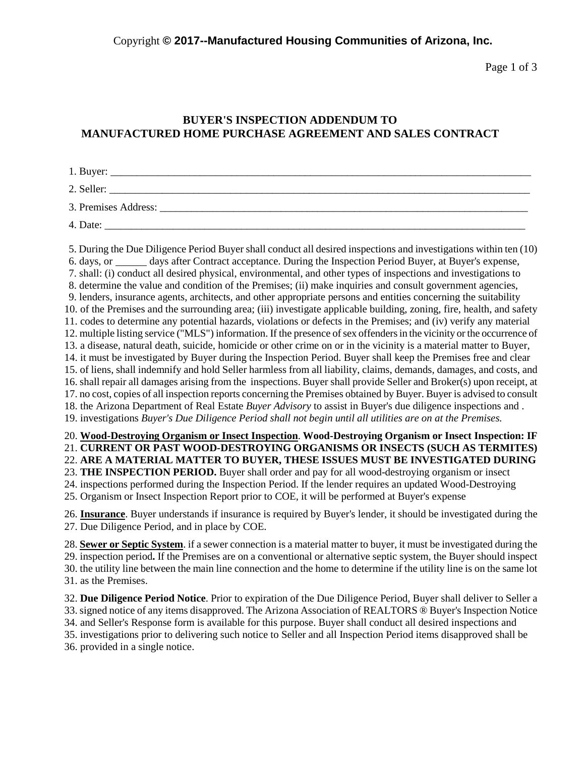Copyright **© 2017--Manufactured Housing Communities of Arizona, Inc.**

## BUYER'S INSPECTION ADDENDUM TO MANUFACTURED HOME PURCHASE AGREEMENT AND SALES CONTRACT

1. Buyer: ______________________________________________________________________________
2. Seller: ______________________________________________________________________________
3. Premises Address: _____________________________________________________________________
4. Date: _______________________________________________________________________________

5. During the Due Diligence Period Buyer shall conduct all desired inspections and investigations within ten (10)
6. days, or ______ days after Contract acceptance. During the Inspection Period Buyer, at Buyer's expense,
7. shall: (i) conduct all desired physical, environmental, and other types of inspections and investigations to
8. determine the value and condition of the Premises; (ii) make inquiries and consult government agencies,
9. lenders, insurance agents, architects, and other appropriate persons and entities concerning the suitability
10. of the Premises and the surrounding area; (iii) investigate applicable building, zoning, fire, health, and safety
11. codes to determine any potential hazards, violations or defects in the Premises; and (iv) verify any material
12. multiple listing service ("MLS") information. If the presence of sex offenders in the vicinity or the occurrence of
13. a disease, natural death, suicide, homicide or other crime on or in the vicinity is a material matter to Buyer,
14. it must be investigated by Buyer during the Inspection Period. Buyer shall keep the Premises free and clear
15. of liens, shall indemnify and hold Seller harmless from all liability, claims, demands, damages, and costs, and
16. shall repair all damages arising from the inspections. Buyer shall provide Seller and Broker(s) upon receipt, at
17. no cost, copies of all inspection reports concerning the Premises obtained by Buyer. Buyer is advised to consult
18. the Arizona Department of Real Estate *Buyer Advisory* to assist in Buyer's due diligence inspections and .
19. investigations *Buyer's Due Diligence Period shall not begin until all utilities are on at the Premises.*

20. **Wood-Destroying Organism or Insect Inspection**. **Wood-Destroying Organism or Insect Inspection: IF**
21. **CURRENT OR PAST WOOD-DESTROYING ORGANISMS OR INSECTS (SUCH AS TERMITES)**
22. **ARE A MATERIAL MATTER TO BUYER, THESE ISSUES MUST BE INVESTIGATED DURING**
23. **THE INSPECTION PERIOD.** Buyer shall order and pay for all wood-destroying organism or insect
24. inspections performed during the Inspection Period. If the lender requires an updated Wood-Destroying
25. Organism or Insect Inspection Report prior to COE, it will be performed at Buyer's expense

26. **Insurance**. Buyer understands if insurance is required by Buyer's lender, it should be investigated during the
27. Due Diligence Period, and in place by COE.

28. **Sewer or Septic System**. if a sewer connection is a material matter to buyer, it must be investigated during the
29. inspection period**.** If the Premises are on a conventional or alternative septic system, the Buyer should inspect
30. the utility line between the main line connection and the home to determine if the utility line is on the same lot
31. as the Premises.

32. **Due Diligence Period Notice**. Prior to expiration of the Due Diligence Period, Buyer shall deliver to Seller a
33. signed notice of any items disapproved. The Arizona Association of REALTORS ® Buyer's Inspection Notice
34. and Seller's Response form is available for this purpose. Buyer shall conduct all desired inspections and
35. investigations prior to delivering such notice to Seller and all Inspection Period items disapproved shall be
36. provided in a single notice.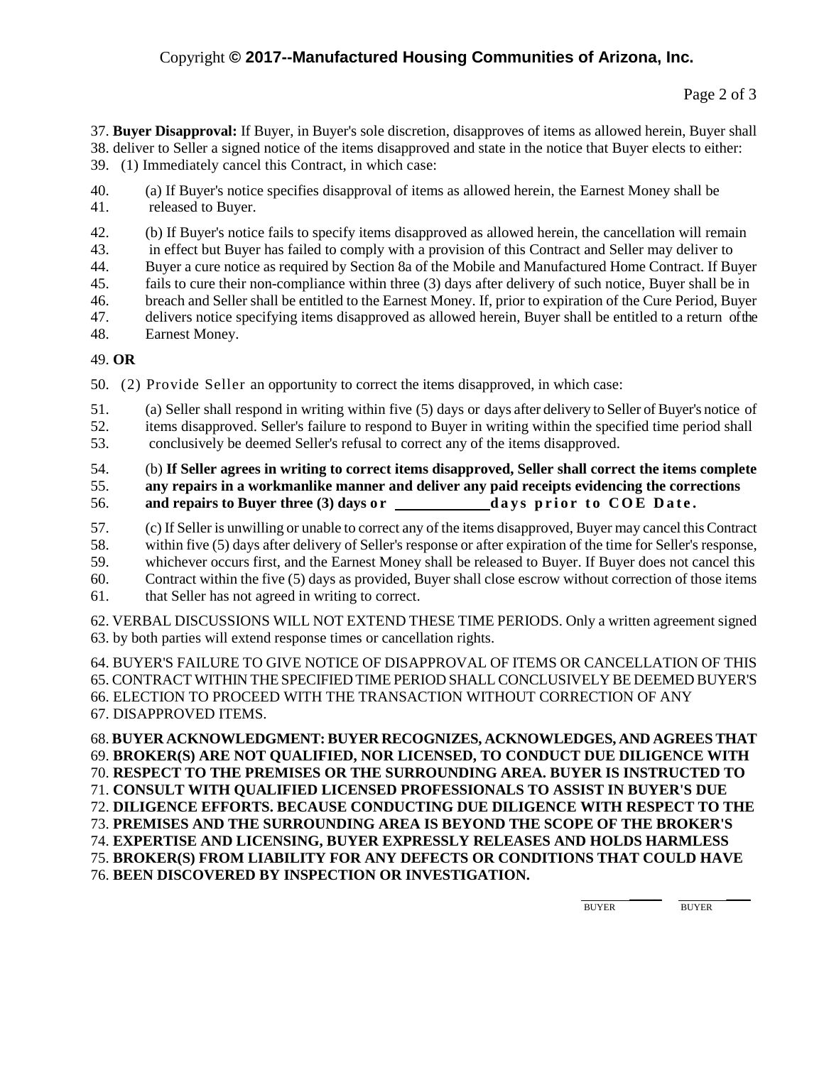37. **Buyer Disapproval:** If Buyer, in Buyer's sole discretion, disapproves of items as allowed herein, Buyer shall
38. deliver to Seller a signed notice of the items disapproved and state in the notice that Buyer elects to either:
39. (1) Immediately cancel this Contract, in which case:

40. (a) If Buyer's notice specifies disapproval of items as allowed herein, the Earnest Money shall be
41. released to Buyer.

42. (b) If Buyer's notice fails to specify items disapproved as allowed herein, the cancellation will remain
43. in effect but Buyer has failed to comply with a provision of this Contract and Seller may deliver to
44. Buyer a cure notice as required by Section 8a of the Mobile and Manufactured Home Contract. If Buyer
45. fails to cure their non-compliance within three (3) days after delivery of such notice, Buyer shall be in
46. breach and Seller shall be entitled to the Earnest Money. If, prior to expiration of the Cure Period, Buyer
47. delivers notice specifying items disapproved as allowed herein, Buyer shall be entitled to a return of the
48. Earnest Money.

49. **OR**

50. (2) Provide Seller an opportunity to correct the items disapproved, in which case:

51. (a) Seller shall respond in writing within five (5) days or days after delivery to Seller of Buyer's notice of
52. items disapproved. Seller's failure to respond to Buyer in writing within the specified time period shall
53. conclusively be deemed Seller's refusal to correct any of the items disapproved.

54. (b) **If Seller agrees in writing to correct items disapproved, Seller shall correct the items complete**
55. **any repairs in a workmanlike manner and deliver any paid receipts evidencing the corrections**
56. **and repairs to Buyer three (3) days or ____________ days prior to COE Date.**

57. (c) If Seller is unwilling or unable to correct any of the items disapproved, Buyer may cancel this Contract
58. within five (5) days after delivery of Seller's response or after expiration of the time for Seller's response,
59. whichever occurs first, and the Earnest Money shall be released to Buyer. If Buyer does not cancel this
60. Contract within the five (5) days as provided, Buyer shall close escrow without correction of those items
61. that Seller has not agreed in writing to correct.

62. VERBAL DISCUSSIONS WILL NOT EXTEND THESE TIME PERIODS. Only a written agreement signed
63. by both parties will extend response times or cancellation rights.

64. BUYER'S FAILURE TO GIVE NOTICE OF DISAPPROVAL OF ITEMS OR CANCELLATION OF THIS
65. CONTRACT WITHIN THE SPECIFIED TIME PERIOD SHALL CONCLUSIVELY BE DEEMED BUYER'S
66. ELECTION TO PROCEED WITH THE TRANSACTION WITHOUT CORRECTION OF ANY
67. DISAPPROVED ITEMS.

68. **BUYER ACKNOWLEDGMENT: BUYER RECOGNIZES, ACKNOWLEDGES, AND AGREES THAT**
69. **BROKER(S) ARE NOT QUALIFIED, NOR LICENSED, TO CONDUCT DUE DILIGENCE WITH**
70. **RESPECT TO THE PREMISES OR THE SURROUNDING AREA. BUYER IS INSTRUCTED TO**
71. **CONSULT WITH QUALIFIED LICENSED PROFESSIONALS TO ASSIST IN BUYER'S DUE**
72. **DILIGENCE EFFORTS. BECAUSE CONDUCTING DUE DILIGENCE WITH RESPECT TO THE**
73. **PREMISES AND THE SURROUNDING AREA IS BEYOND THE SCOPE OF THE BROKER'S**
74. **EXPERTISE AND LICENSING, BUYER EXPRESSLY RELEASES AND HOLDS HARMLESS**
75. **BROKER(S) FROM LIABILITY FOR ANY DEFECTS OR CONDITIONS THAT COULD HAVE**
76. **BEEN DISCOVERED BY INSPECTION OR INVESTIGATION.**

__________ BUYER &nbsp;&nbsp;&nbsp; __________ BUYER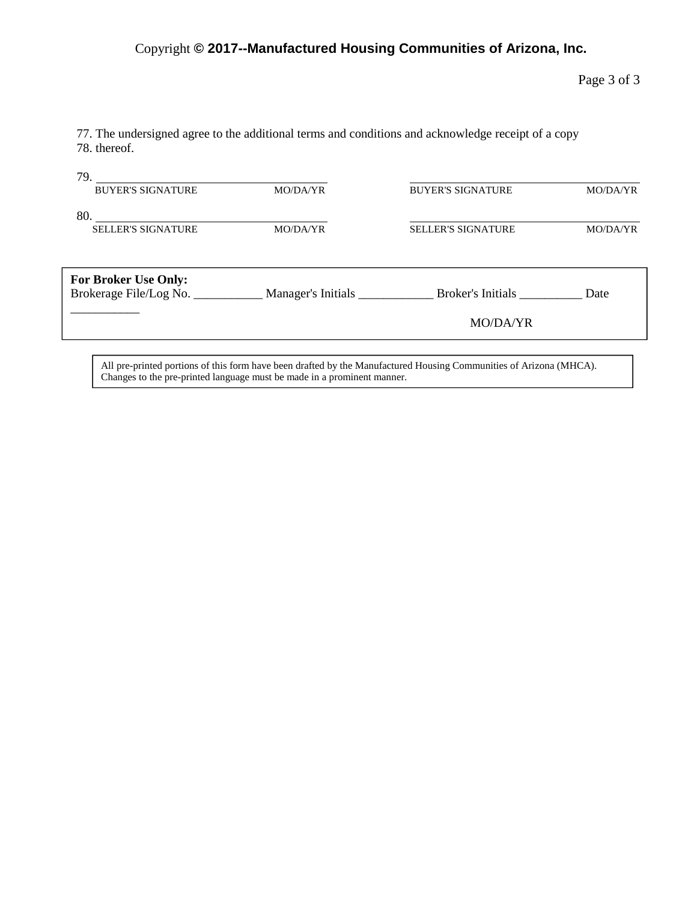77. The undersigned agree to the additional terms and conditions and acknowledge receipt of a copy
78. thereof.

79. ______________________________ ______________________________
BUYER'S SIGNATURE MO/DA/YR BUYER'S SIGNATURE MO/DA/YR

80. ______________________________ ______________________________
SELLER'S SIGNATURE MO/DA/YR SELLER'S SIGNATURE MO/DA/YR

**For Broker Use Only:**
Brokerage File/Log No. ___________ Manager's Initials ____________ Broker's Initials __________ Date ___________
MO/DA/YR

All pre-printed portions of this form have been drafted by the Manufactured Housing Communities of Arizona (MHCA). Changes to the pre-printed language must be made in a prominent manner.